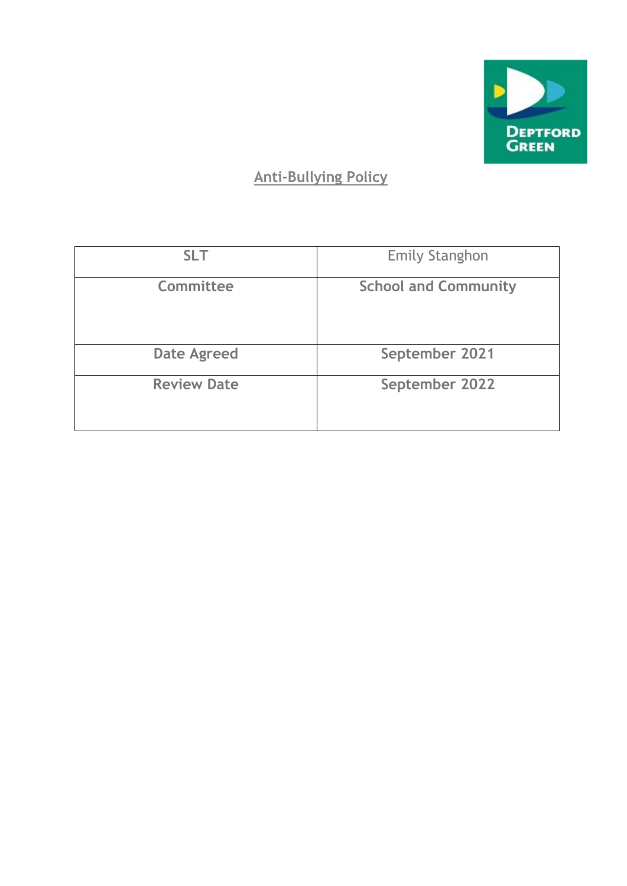# Anti-Bullying Policy

| SLT | Emily Stanghon |
|---|---|
| **Committee** | **School and Community** |
| **Date Agreed** | **September 2021** |
| **Review Date** | **September 2022** |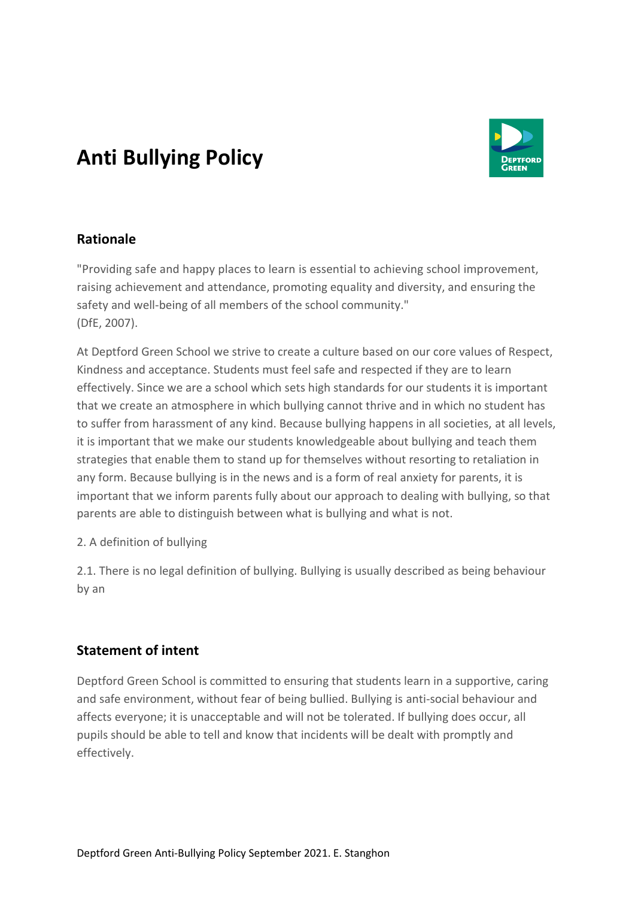# Anti Bullying Policy

## Rationale

"Providing safe and happy places to learn is essential to achieving school improvement, raising achievement and attendance, promoting equality and diversity, and ensuring the safety and well-being of all members of the school community."
(DfE, 2007).

At Deptford Green School we strive to create a culture based on our core values of Respect, Kindness and acceptance. Students must feel safe and respected if they are to learn effectively. Since we are a school which sets high standards for our students it is important that we create an atmosphere in which bullying cannot thrive and in which no student has to suffer from harassment of any kind. Because bullying happens in all societies, at all levels, it is important that we make our students knowledgeable about bullying and teach them strategies that enable them to stand up for themselves without resorting to retaliation in any form. Because bullying is in the news and is a form of real anxiety for parents, it is important that we inform parents fully about our approach to dealing with bullying, so that parents are able to distinguish between what is bullying and what is not.

2. A definition of bullying

2.1. There is no legal definition of bullying. Bullying is usually described as being behaviour by an

## Statement of intent

Deptford Green School is committed to ensuring that students learn in a supportive, caring and safe environment, without fear of being bullied. Bullying is anti-social behaviour and affects everyone; it is unacceptable and will not be tolerated. If bullying does occur, all pupils should be able to tell and know that incidents will be dealt with promptly and effectively.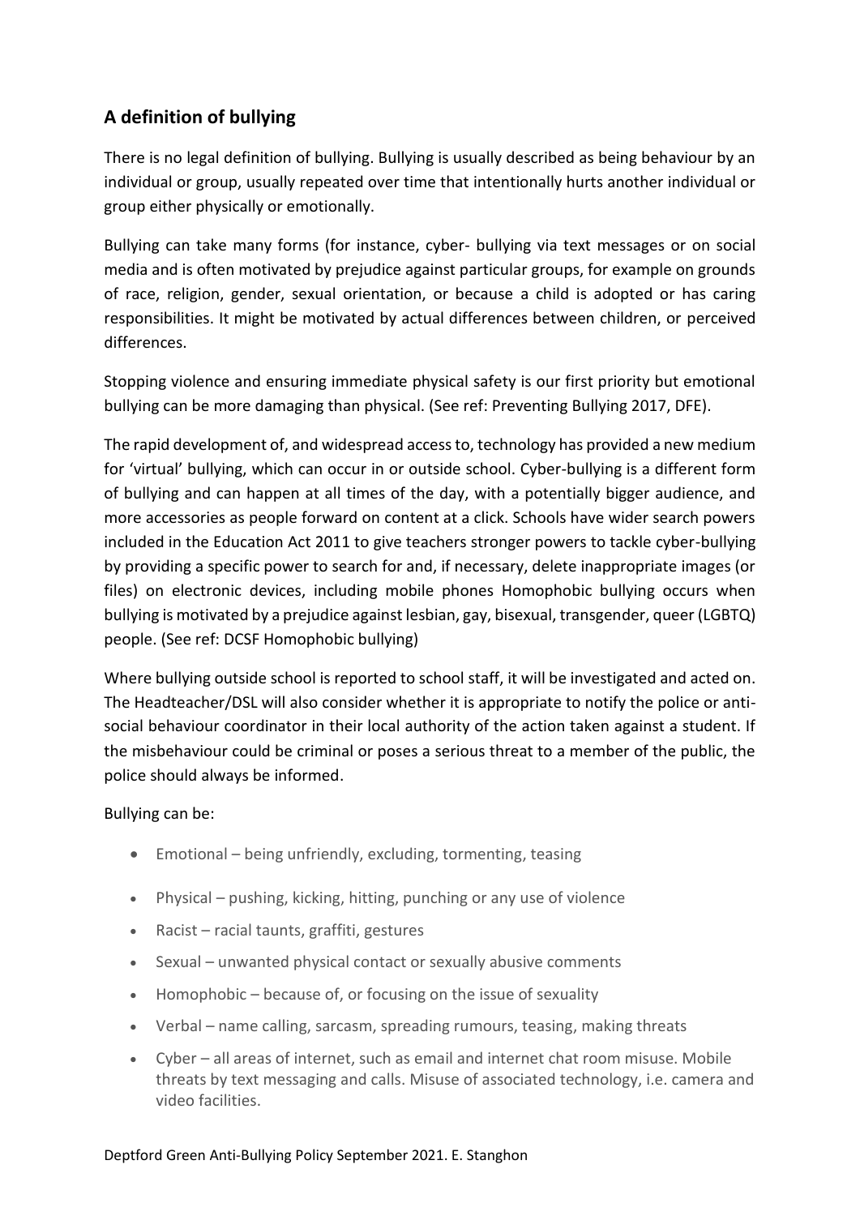## A definition of bullying

There is no legal definition of bullying. Bullying is usually described as being behaviour by an individual or group, usually repeated over time that intentionally hurts another individual or group either physically or emotionally.

Bullying can take many forms (for instance, cyber- bullying via text messages or on social media and is often motivated by prejudice against particular groups, for example on grounds of race, religion, gender, sexual orientation, or because a child is adopted or has caring responsibilities. It might be motivated by actual differences between children, or perceived differences.

Stopping violence and ensuring immediate physical safety is our first priority but emotional bullying can be more damaging than physical. (See ref: Preventing Bullying 2017, DFE).

The rapid development of, and widespread access to, technology has provided a new medium for 'virtual' bullying, which can occur in or outside school. Cyber-bullying is a different form of bullying and can happen at all times of the day, with a potentially bigger audience, and more accessories as people forward on content at a click. Schools have wider search powers included in the Education Act 2011 to give teachers stronger powers to tackle cyber-bullying by providing a specific power to search for and, if necessary, delete inappropriate images (or files) on electronic devices, including mobile phones Homophobic bullying occurs when bullying is motivated by a prejudice against lesbian, gay, bisexual, transgender, queer (LGBTQ) people. (See ref: DCSF Homophobic bullying)

Where bullying outside school is reported to school staff, it will be investigated and acted on. The Headteacher/DSL will also consider whether it is appropriate to notify the police or anti-social behaviour coordinator in their local authority of the action taken against a student. If the misbehaviour could be criminal or poses a serious threat to a member of the public, the police should always be informed.

Bullying can be:

- Emotional – being unfriendly, excluding, tormenting, teasing
- Physical – pushing, kicking, hitting, punching or any use of violence
- Racist – racial taunts, graffiti, gestures
- Sexual – unwanted physical contact or sexually abusive comments
- Homophobic – because of, or focusing on the issue of sexuality
- Verbal – name calling, sarcasm, spreading rumours, teasing, making threats
- Cyber – all areas of internet, such as email and internet chat room misuse. Mobile threats by text messaging and calls. Misuse of associated technology, i.e. camera and video facilities.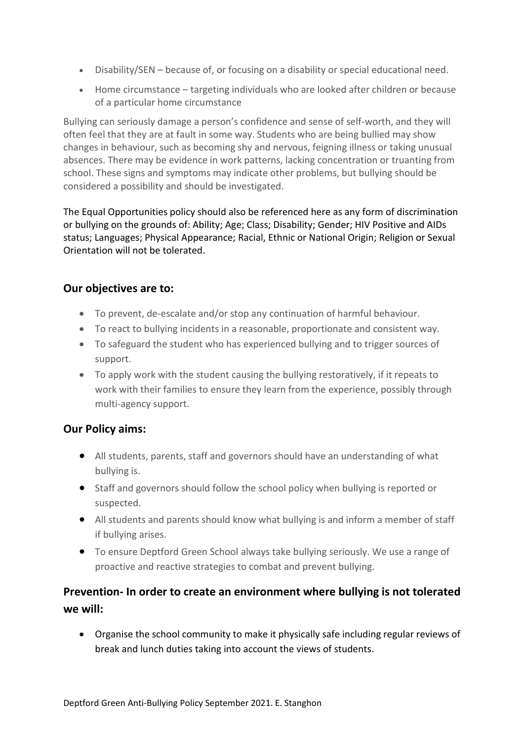- Disability/SEN – because of, or focusing on a disability or special educational need.
- Home circumstance – targeting individuals who are looked after children or because of a particular home circumstance

Bullying can seriously damage a person's confidence and sense of self-worth, and they will often feel that they are at fault in some way. Students who are being bullied may show changes in behaviour, such as becoming shy and nervous, feigning illness or taking unusual absences. There may be evidence in work patterns, lacking concentration or truanting from school. These signs and symptoms may indicate other problems, but bullying should be considered a possibility and should be investigated.

The Equal Opportunities policy should also be referenced here as any form of discrimination or bullying on the grounds of: Ability; Age; Class; Disability; Gender; HIV Positive and AIDs status; Languages; Physical Appearance; Racial, Ethnic or National Origin; Religion or Sexual Orientation will not be tolerated.

## Our objectives are to:

- To prevent, de-escalate and/or stop any continuation of harmful behaviour.
- To react to bullying incidents in a reasonable, proportionate and consistent way.
- To safeguard the student who has experienced bullying and to trigger sources of support.
- To apply work with the student causing the bullying restoratively, if it repeats to work with their families to ensure they learn from the experience, possibly through multi-agency support.

## Our Policy aims:

- All students, parents, staff and governors should have an understanding of what bullying is.
- Staff and governors should follow the school policy when bullying is reported or suspected.
- All students and parents should know what bullying is and inform a member of staff if bullying arises.
- To ensure Deptford Green School always take bullying seriously. We use a range of proactive and reactive strategies to combat and prevent bullying.

## Prevention- In order to create an environment where bullying is not tolerated we will:

- Organise the school community to make it physically safe including regular reviews of break and lunch duties taking into account the views of students.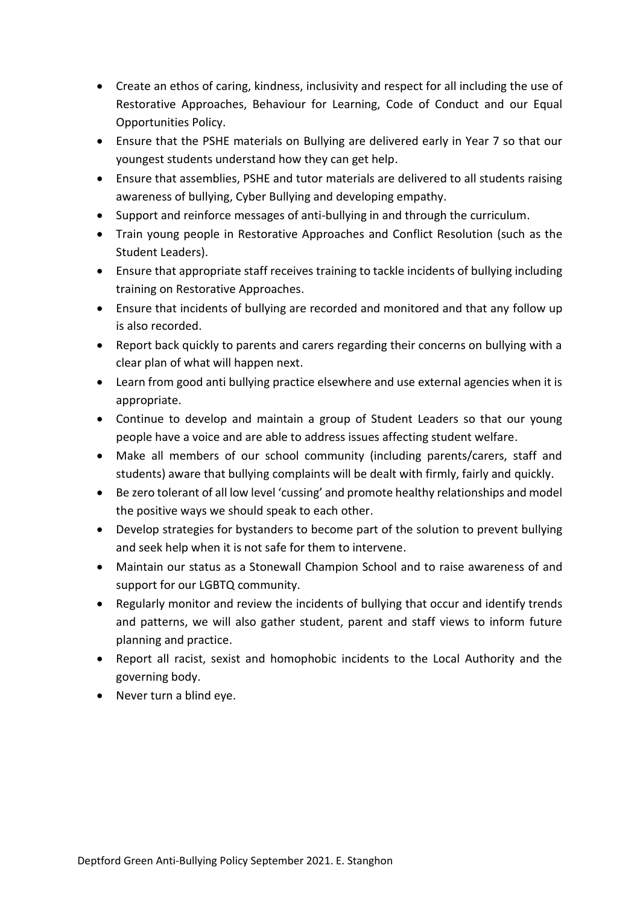- Create an ethos of caring, kindness, inclusivity and respect for all including the use of Restorative Approaches, Behaviour for Learning, Code of Conduct and our Equal Opportunities Policy.
- Ensure that the PSHE materials on Bullying are delivered early in Year 7 so that our youngest students understand how they can get help.
- Ensure that assemblies, PSHE and tutor materials are delivered to all students raising awareness of bullying, Cyber Bullying and developing empathy.
- Support and reinforce messages of anti-bullying in and through the curriculum.
- Train young people in Restorative Approaches and Conflict Resolution (such as the Student Leaders).
- Ensure that appropriate staff receives training to tackle incidents of bullying including training on Restorative Approaches.
- Ensure that incidents of bullying are recorded and monitored and that any follow up is also recorded.
- Report back quickly to parents and carers regarding their concerns on bullying with a clear plan of what will happen next.
- Learn from good anti bullying practice elsewhere and use external agencies when it is appropriate.
- Continue to develop and maintain a group of Student Leaders so that our young people have a voice and are able to address issues affecting student welfare.
- Make all members of our school community (including parents/carers, staff and students) aware that bullying complaints will be dealt with firmly, fairly and quickly.
- Be zero tolerant of all low level 'cussing' and promote healthy relationships and model the positive ways we should speak to each other.
- Develop strategies for bystanders to become part of the solution to prevent bullying and seek help when it is not safe for them to intervene.
- Maintain our status as a Stonewall Champion School and to raise awareness of and support for our LGBTQ community.
- Regularly monitor and review the incidents of bullying that occur and identify trends and patterns, we will also gather student, parent and staff views to inform future planning and practice.
- Report all racist, sexist and homophobic incidents to the Local Authority and the governing body.
- Never turn a blind eye.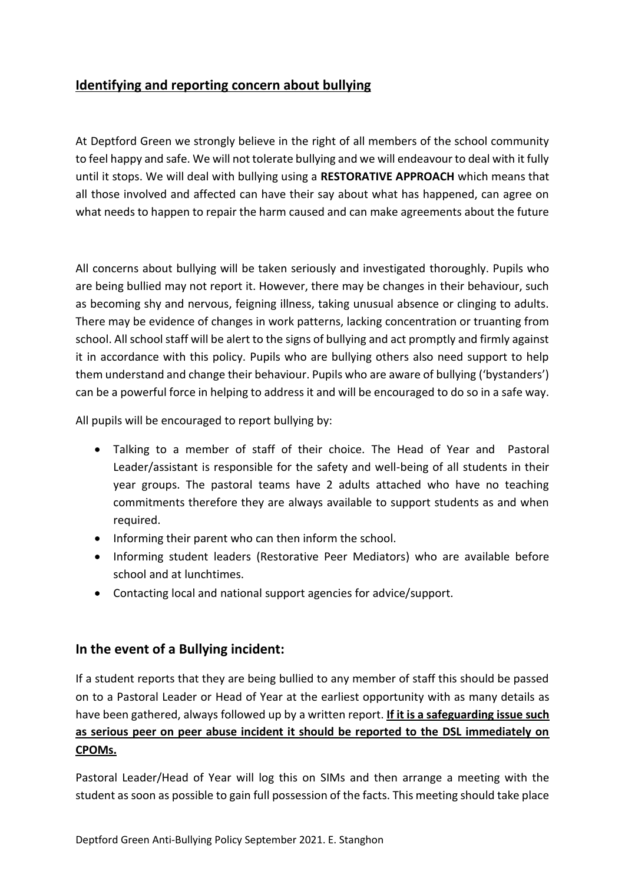## <u>Identifying and reporting concern about bullying</u>

At Deptford Green we strongly believe in the right of all members of the school community to feel happy and safe. We will not tolerate bullying and we will endeavour to deal with it fully until it stops. We will deal with bullying using a **RESTORATIVE APPROACH** which means that all those involved and affected can have their say about what has happened, can agree on what needs to happen to repair the harm caused and can make agreements about the future

All concerns about bullying will be taken seriously and investigated thoroughly. Pupils who are being bullied may not report it. However, there may be changes in their behaviour, such as becoming shy and nervous, feigning illness, taking unusual absence or clinging to adults. There may be evidence of changes in work patterns, lacking concentration or truanting from school. All school staff will be alert to the signs of bullying and act promptly and firmly against it in accordance with this policy. Pupils who are bullying others also need support to help them understand and change their behaviour. Pupils who are aware of bullying ('bystanders') can be a powerful force in helping to address it and will be encouraged to do so in a safe way.

All pupils will be encouraged to report bullying by:

- Talking to a member of staff of their choice. The Head of Year and Pastoral Leader/assistant is responsible for the safety and well-being of all students in their year groups. The pastoral teams have 2 adults attached who have no teaching commitments therefore they are always available to support students as and when required.
- Informing their parent who can then inform the school.
- Informing student leaders (Restorative Peer Mediators) who are available before school and at lunchtimes.
- Contacting local and national support agencies for advice/support.

## In the event of a Bullying incident:

If a student reports that they are being bullied to any member of staff this should be passed on to a Pastoral Leader or Head of Year at the earliest opportunity with as many details as have been gathered, always followed up by a written report. **<u>If it is a safeguarding issue such as serious peer on peer abuse incident it should be reported to the DSL immediately on CPOMs.</u>**

Pastoral Leader/Head of Year will log this on SIMs and then arrange a meeting with the student as soon as possible to gain full possession of the facts. This meeting should take place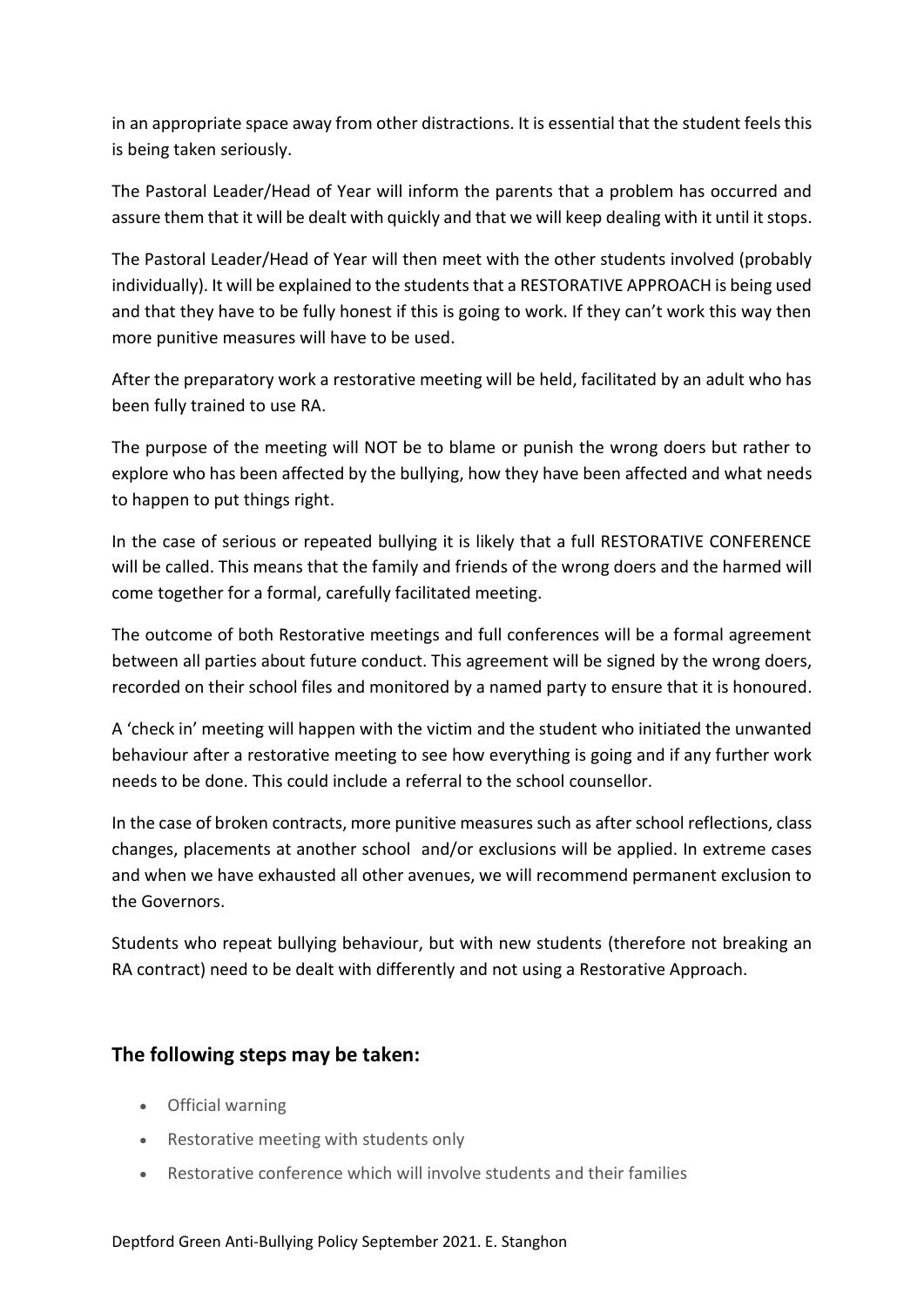in an appropriate space away from other distractions. It is essential that the student feels this is being taken seriously.

The Pastoral Leader/Head of Year will inform the parents that a problem has occurred and assure them that it will be dealt with quickly and that we will keep dealing with it until it stops.

The Pastoral Leader/Head of Year will then meet with the other students involved (probably individually). It will be explained to the students that a RESTORATIVE APPROACH is being used and that they have to be fully honest if this is going to work. If they can't work this way then more punitive measures will have to be used.

After the preparatory work a restorative meeting will be held, facilitated by an adult who has been fully trained to use RA.

The purpose of the meeting will NOT be to blame or punish the wrong doers but rather to explore who has been affected by the bullying, how they have been affected and what needs to happen to put things right.

In the case of serious or repeated bullying it is likely that a full RESTORATIVE CONFERENCE will be called. This means that the family and friends of the wrong doers and the harmed will come together for a formal, carefully facilitated meeting.

The outcome of both Restorative meetings and full conferences will be a formal agreement between all parties about future conduct. This agreement will be signed by the wrong doers, recorded on their school files and monitored by a named party to ensure that it is honoured.

A 'check in' meeting will happen with the victim and the student who initiated the unwanted behaviour after a restorative meeting to see how everything is going and if any further work needs to be done. This could include a referral to the school counsellor.

In the case of broken contracts, more punitive measures such as after school reflections, class changes, placements at another school and/or exclusions will be applied. In extreme cases and when we have exhausted all other avenues, we will recommend permanent exclusion to the Governors.

Students who repeat bullying behaviour, but with new students (therefore not breaking an RA contract) need to be dealt with differently and not using a Restorative Approach.

## The following steps may be taken:

- Official warning
- Restorative meeting with students only
- Restorative conference which will involve students and their families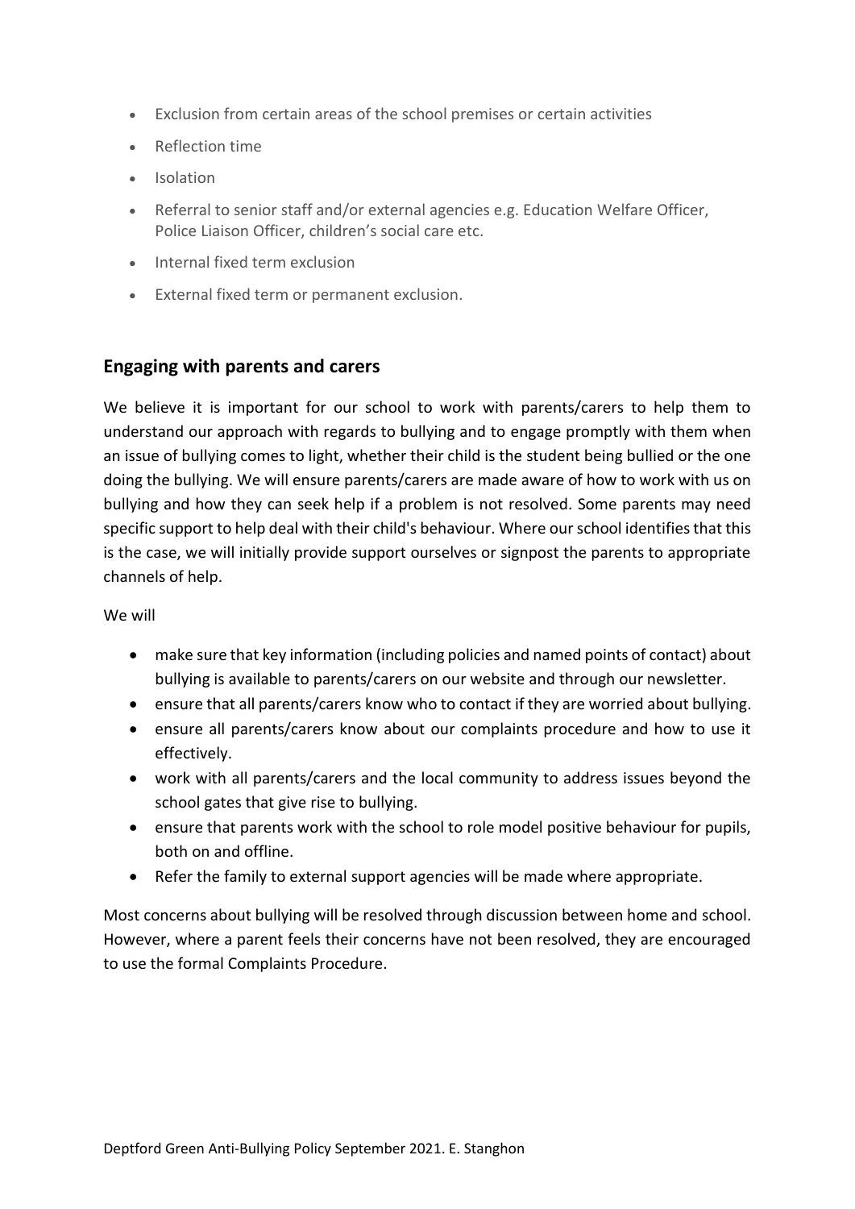- Exclusion from certain areas of the school premises or certain activities
- Reflection time
- Isolation
- Referral to senior staff and/or external agencies e.g. Education Welfare Officer, Police Liaison Officer, children's social care etc.
- Internal fixed term exclusion
- External fixed term or permanent exclusion.

## Engaging with parents and carers

We believe it is important for our school to work with parents/carers to help them to understand our approach with regards to bullying and to engage promptly with them when an issue of bullying comes to light, whether their child is the student being bullied or the one doing the bullying. We will ensure parents/carers are made aware of how to work with us on bullying and how they can seek help if a problem is not resolved. Some parents may need specific support to help deal with their child's behaviour. Where our school identifies that this is the case, we will initially provide support ourselves or signpost the parents to appropriate channels of help.

We will

- make sure that key information (including policies and named points of contact) about bullying is available to parents/carers on our website and through our newsletter.
- ensure that all parents/carers know who to contact if they are worried about bullying.
- ensure all parents/carers know about our complaints procedure and how to use it effectively.
- work with all parents/carers and the local community to address issues beyond the school gates that give rise to bullying.
- ensure that parents work with the school to role model positive behaviour for pupils, both on and offline.
- Refer the family to external support agencies will be made where appropriate.

Most concerns about bullying will be resolved through discussion between home and school. However, where a parent feels their concerns have not been resolved, they are encouraged to use the formal Complaints Procedure.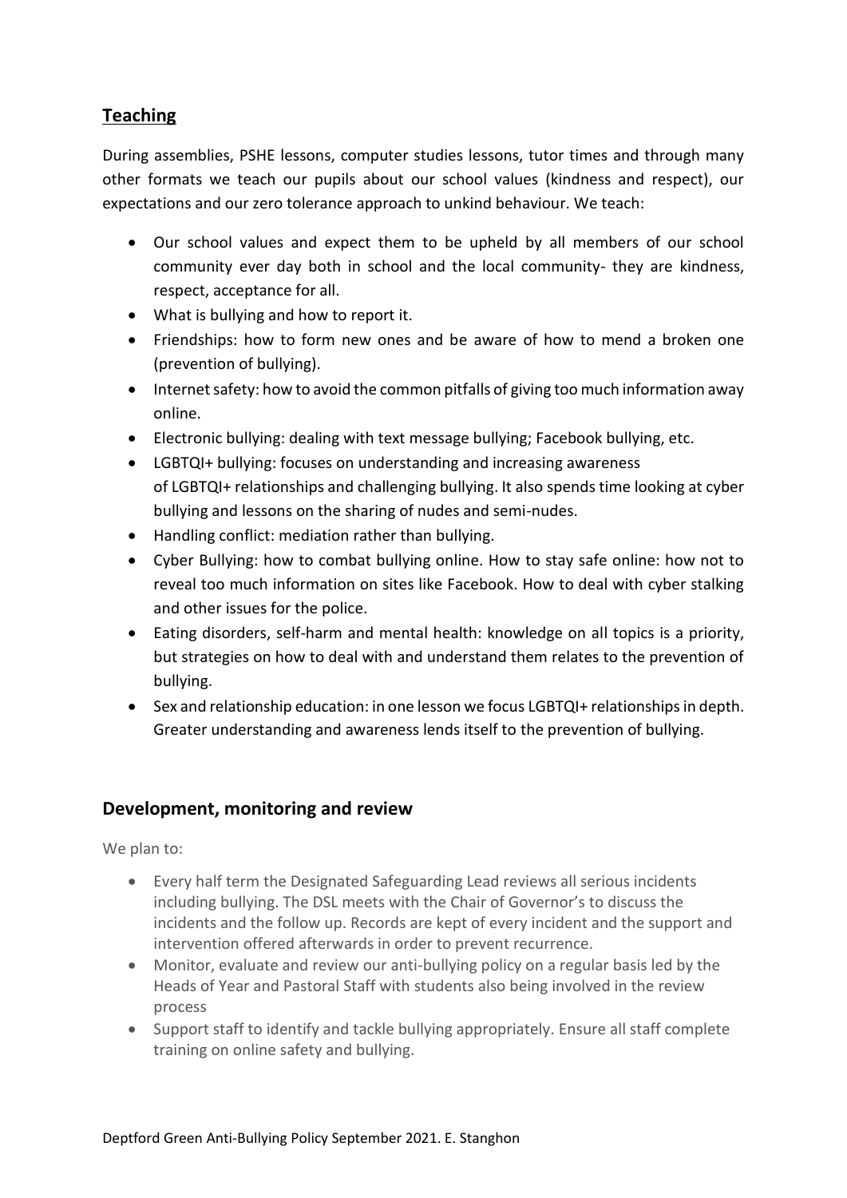## Teaching

During assemblies, PSHE lessons, computer studies lessons, tutor times and through many other formats we teach our pupils about our school values (kindness and respect), our expectations and our zero tolerance approach to unkind behaviour. We teach:

- Our school values and expect them to be upheld by all members of our school community ever day both in school and the local community- they are kindness, respect, acceptance for all.
- What is bullying and how to report it.
- Friendships: how to form new ones and be aware of how to mend a broken one (prevention of bullying).
- Internet safety: how to avoid the common pitfalls of giving too much information away online.
- Electronic bullying: dealing with text message bullying; Facebook bullying, etc.
- LGBTQI+ bullying: focuses on understanding and increasing awareness of LGBTQI+ relationships and challenging bullying. It also spends time looking at cyber bullying and lessons on the sharing of nudes and semi-nudes.
- Handling conflict: mediation rather than bullying.
- Cyber Bullying: how to combat bullying online. How to stay safe online: how not to reveal too much information on sites like Facebook. How to deal with cyber stalking and other issues for the police.
- Eating disorders, self-harm and mental health: knowledge on all topics is a priority, but strategies on how to deal with and understand them relates to the prevention of bullying.
- Sex and relationship education: in one lesson we focus LGBTQI+ relationships in depth. Greater understanding and awareness lends itself to the prevention of bullying.

## Development, monitoring and review

We plan to:

- Every half term the Designated Safeguarding Lead reviews all serious incidents including bullying. The DSL meets with the Chair of Governor's to discuss the incidents and the follow up. Records are kept of every incident and the support and intervention offered afterwards in order to prevent recurrence.
- Monitor, evaluate and review our anti-bullying policy on a regular basis led by the Heads of Year and Pastoral Staff with students also being involved in the review process
- Support staff to identify and tackle bullying appropriately. Ensure all staff complete training on online safety and bullying.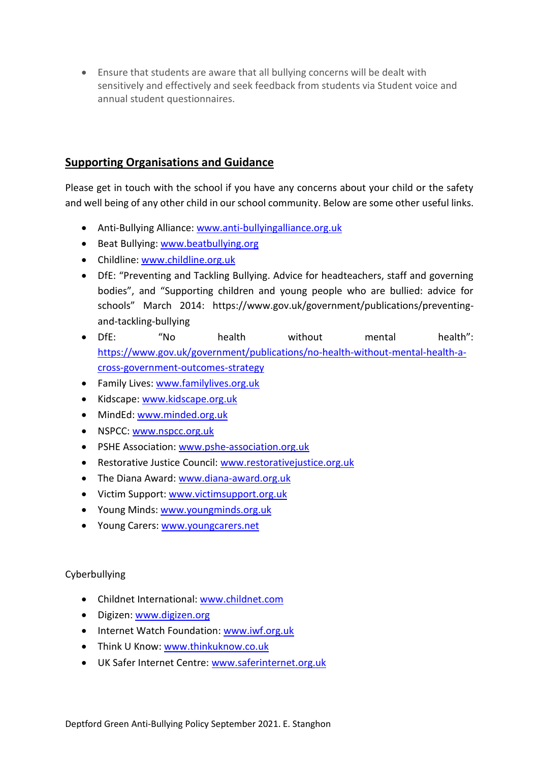- Ensure that students are aware that all bullying concerns will be dealt with sensitively and effectively and seek feedback from students via Student voice and annual student questionnaires.

## Supporting Organisations and Guidance

Please get in touch with the school if you have any concerns about your child or the safety and well being of any other child in our school community. Below are some other useful links.

- Anti-Bullying Alliance: www.anti-bullyingalliance.org.uk
- Beat Bullying: www.beatbullying.org
- Childline: www.childline.org.uk
- DfE: "Preventing and Tackling Bullying. Advice for headteachers, staff and governing bodies", and "Supporting children and young people who are bullied: advice for schools" March 2014: https://www.gov.uk/government/publications/preventing-and-tackling-bullying
- DfE: "No health without mental health": https://www.gov.uk/government/publications/no-health-without-mental-health-a-cross-government-outcomes-strategy
- Family Lives: www.familylives.org.uk
- Kidscape: www.kidscape.org.uk
- MindEd: www.minded.org.uk
- NSPCC: www.nspcc.org.uk
- PSHE Association: www.pshe-association.org.uk
- Restorative Justice Council: www.restorativejustice.org.uk
- The Diana Award: www.diana-award.org.uk
- Victim Support: www.victimsupport.org.uk
- Young Minds: www.youngminds.org.uk
- Young Carers: www.youngcarers.net

Cyberbullying

- Childnet International: www.childnet.com
- Digizen: www.digizen.org
- Internet Watch Foundation: www.iwf.org.uk
- Think U Know: www.thinkuknow.co.uk
- UK Safer Internet Centre: www.saferinternet.org.uk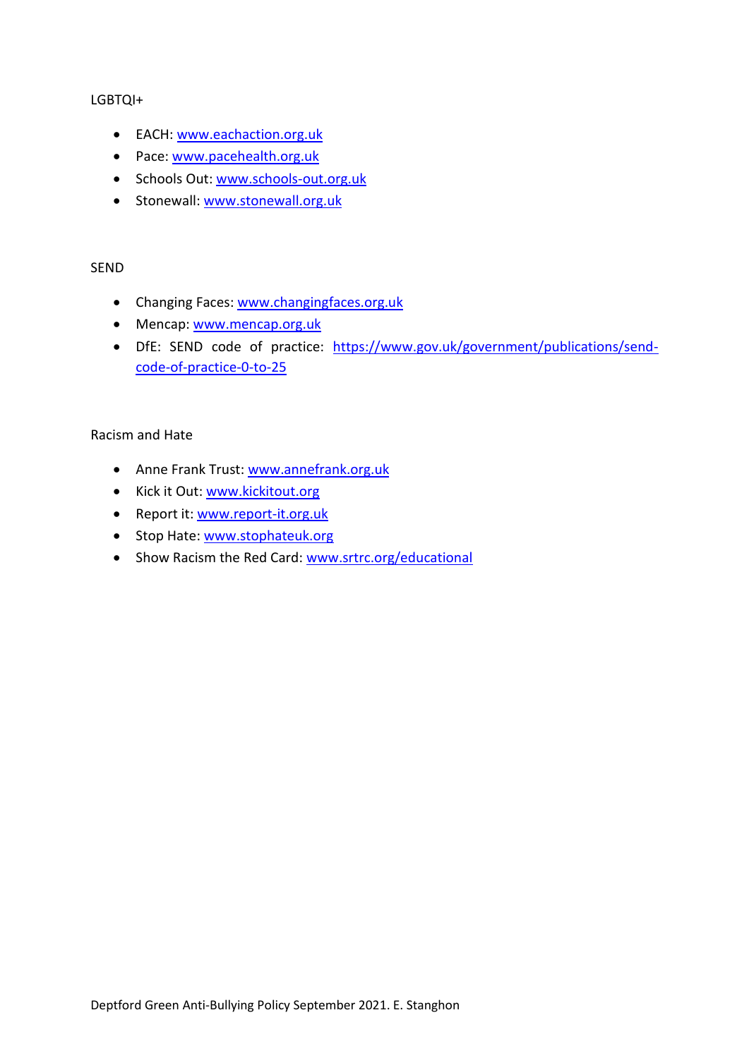LGBTQI+

- EACH: www.eachaction.org.uk
- Pace: www.pacehealth.org.uk
- Schools Out: www.schools-out.org.uk
- Stonewall: www.stonewall.org.uk

SEND

- Changing Faces: www.changingfaces.org.uk
- Mencap: www.mencap.org.uk
- DfE: SEND code of practice: https://www.gov.uk/government/publications/send-code-of-practice-0-to-25

Racism and Hate

- Anne Frank Trust: www.annefrank.org.uk
- Kick it Out: www.kickitout.org
- Report it: www.report-it.org.uk
- Stop Hate: www.stophateuk.org
- Show Racism the Red Card: www.srtrc.org/educational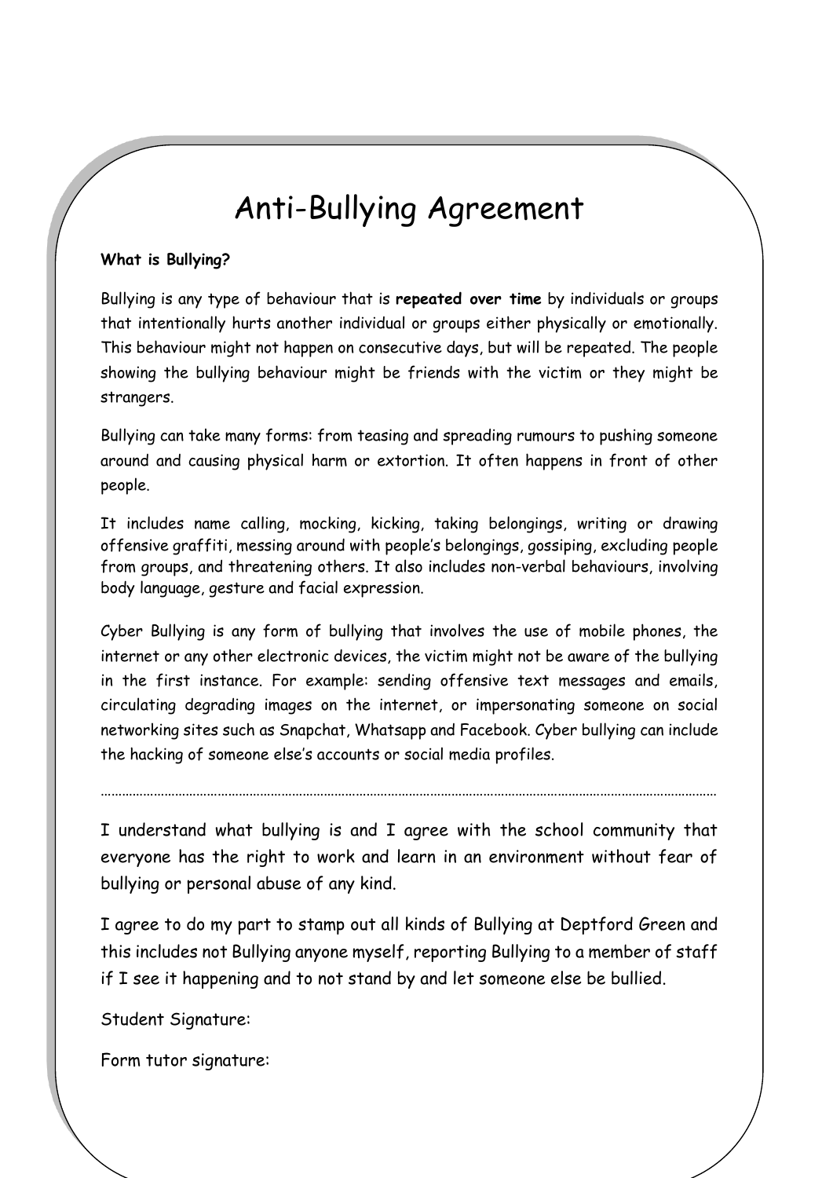# Anti-Bullying Agreement

**What is Bullying?**

Bullying is any type of behaviour that is **repeated over time** by individuals or groups that intentionally hurts another individual or groups either physically or emotionally. This behaviour might not happen on consecutive days, but will be repeated. The people showing the bullying behaviour might be friends with the victim or they might be strangers.

Bullying can take many forms: from teasing and spreading rumours to pushing someone around and causing physical harm or extortion. It often happens in front of other people.

It includes name calling, mocking, kicking, taking belongings, writing or drawing offensive graffiti, messing around with people's belongings, gossiping, excluding people from groups, and threatening others. It also includes non-verbal behaviours, involving body language, gesture and facial expression.

Cyber Bullying is any form of bullying that involves the use of mobile phones, the internet or any other electronic devices, the victim might not be aware of the bullying in the first instance. For example: sending offensive text messages and emails, circulating degrading images on the internet, or impersonating someone on social networking sites such as Snapchat, Whatsapp and Facebook. Cyber bullying can include the hacking of someone else's accounts or social media profiles.

---

I understand what bullying is and I agree with the school community that everyone has the right to work and learn in an environment without fear of bullying or personal abuse of any kind.

I agree to do my part to stamp out all kinds of Bullying at Deptford Green and this includes not Bullying anyone myself, reporting Bullying to a member of staff if I see it happening and to not stand by and let someone else be bullied.

Student Signature:

Form tutor signature: